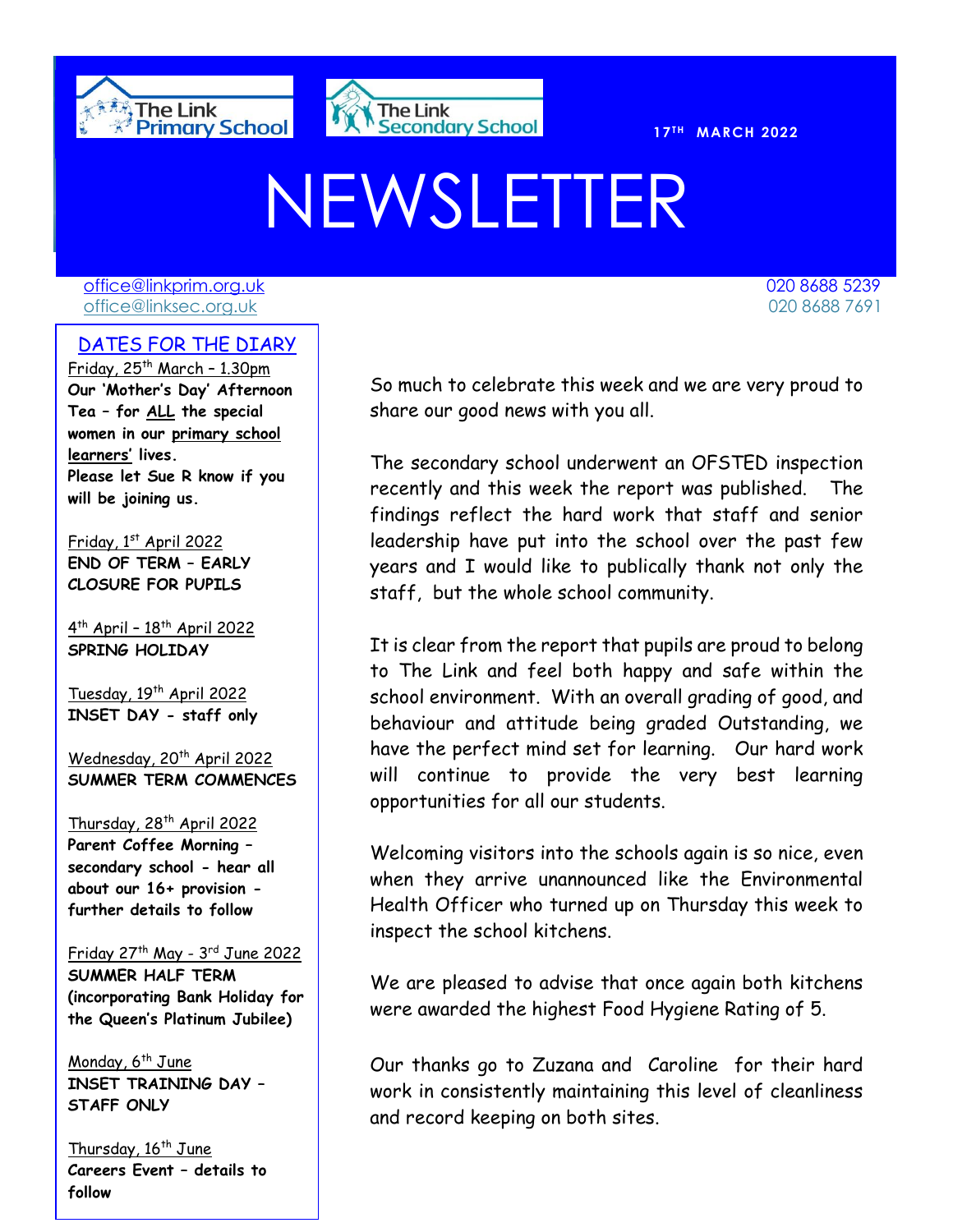The Link Primary School

The Link Secondary School

**17TH MARCH 2022**

# NEWSLETTER

office@linkprim.org.uk 020 8688 5239
office@linksec.org.uk 020 8688 7691

## DATES FOR THE DIARY

Friday, 25th March – 1.30pm
**Our 'Mother's Day' Afternoon Tea – for ALL the special women in our primary school learners' lives.**
**Please let Sue R know if you will be joining us.**

Friday, 1st April 2022
**END OF TERM – EARLY CLOSURE FOR PUPILS**

4th April – 18th April 2022
**SPRING HOLIDAY**

Tuesday, 19th April 2022
**INSET DAY - staff only**

Wednesday, 20th April 2022
**SUMMER TERM COMMENCES**

Thursday, 28th April 2022
**Parent Coffee Morning – secondary school - hear all about our 16+ provision - further details to follow**

Friday 27th May - 3rd June 2022
**SUMMER HALF TERM (incorporating Bank Holiday for the Queen's Platinum Jubilee)**

Monday, 6th June
**INSET TRAINING DAY – STAFF ONLY**

Thursday, 16th June
**Careers Event – details to follow**

So much to celebrate this week and we are very proud to share our good news with you all.

The secondary school underwent an OFSTED inspection recently and this week the report was published. The findings reflect the hard work that staff and senior leadership have put into the school over the past few years and I would like to publically thank not only the staff, but the whole school community.

It is clear from the report that pupils are proud to belong to The Link and feel both happy and safe within the school environment. With an overall grading of good, and behaviour and attitude being graded Outstanding, we have the perfect mind set for learning. Our hard work will continue to provide the very best learning opportunities for all our students.

Welcoming visitors into the schools again is so nice, even when they arrive unannounced like the Environmental Health Officer who turned up on Thursday this week to inspect the school kitchens.

We are pleased to advise that once again both kitchens were awarded the highest Food Hygiene Rating of 5.

Our thanks go to Zuzana and Caroline for their hard work in consistently maintaining this level of cleanliness and record keeping on both sites.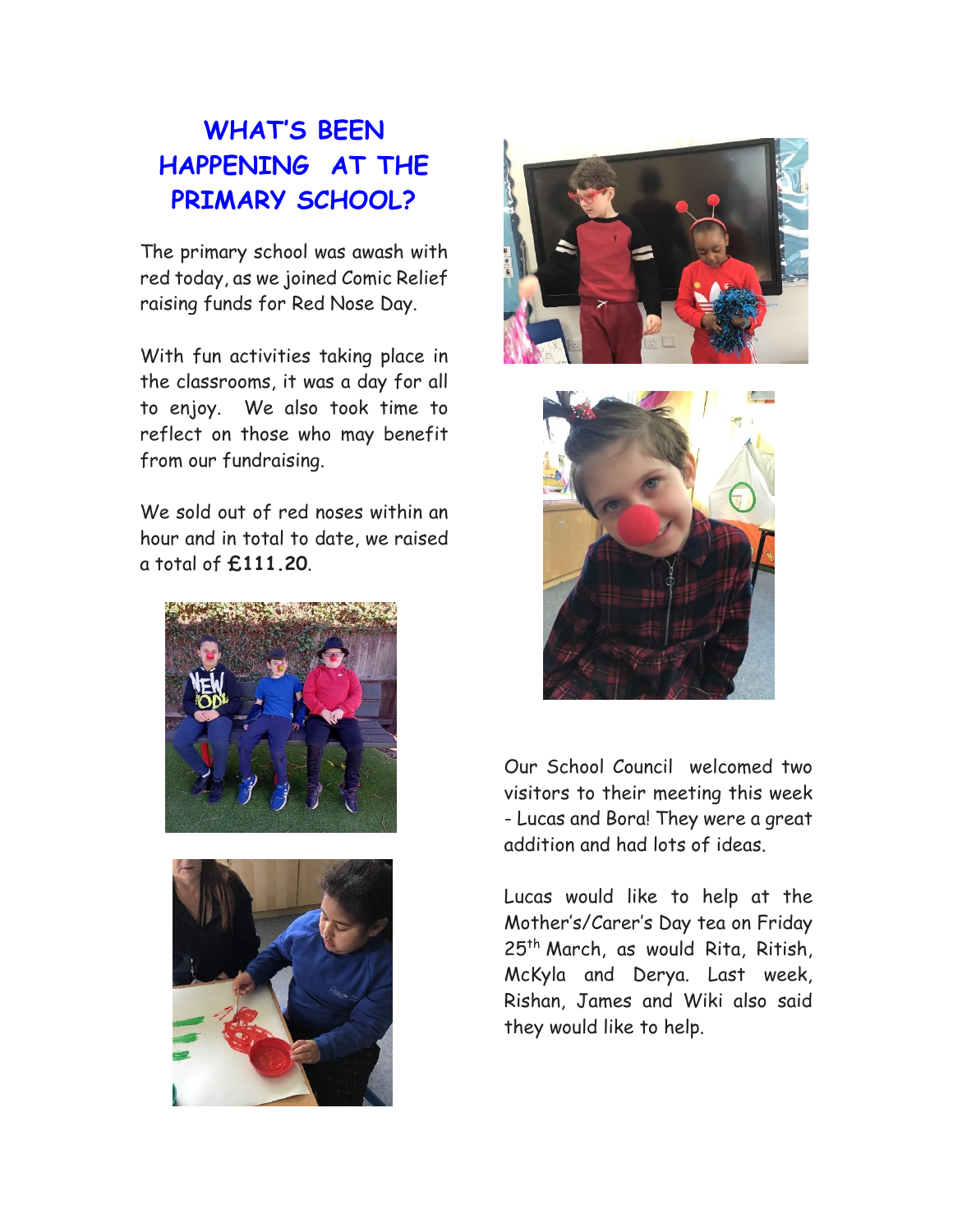# WHAT'S BEEN HAPPENING AT THE PRIMARY SCHOOL?

The primary school was awash with red today, as we joined Comic Relief raising funds for Red Nose Day.

With fun activities taking place in the classrooms, it was a day for all to enjoy. We also took time to reflect on those who may benefit from our fundraising.

We sold out of red noses within an hour and in total to date, we raised a total of **£111.20**.

Our School Council welcomed two visitors to their meeting this week - Lucas and Bora! They were a great addition and had lots of ideas.

Lucas would like to help at the Mother's/Carer's Day tea on Friday 25th March, as would Rita, Ritish, McKyla and Derya. Last week, Rishan, James and Wiki also said they would like to help.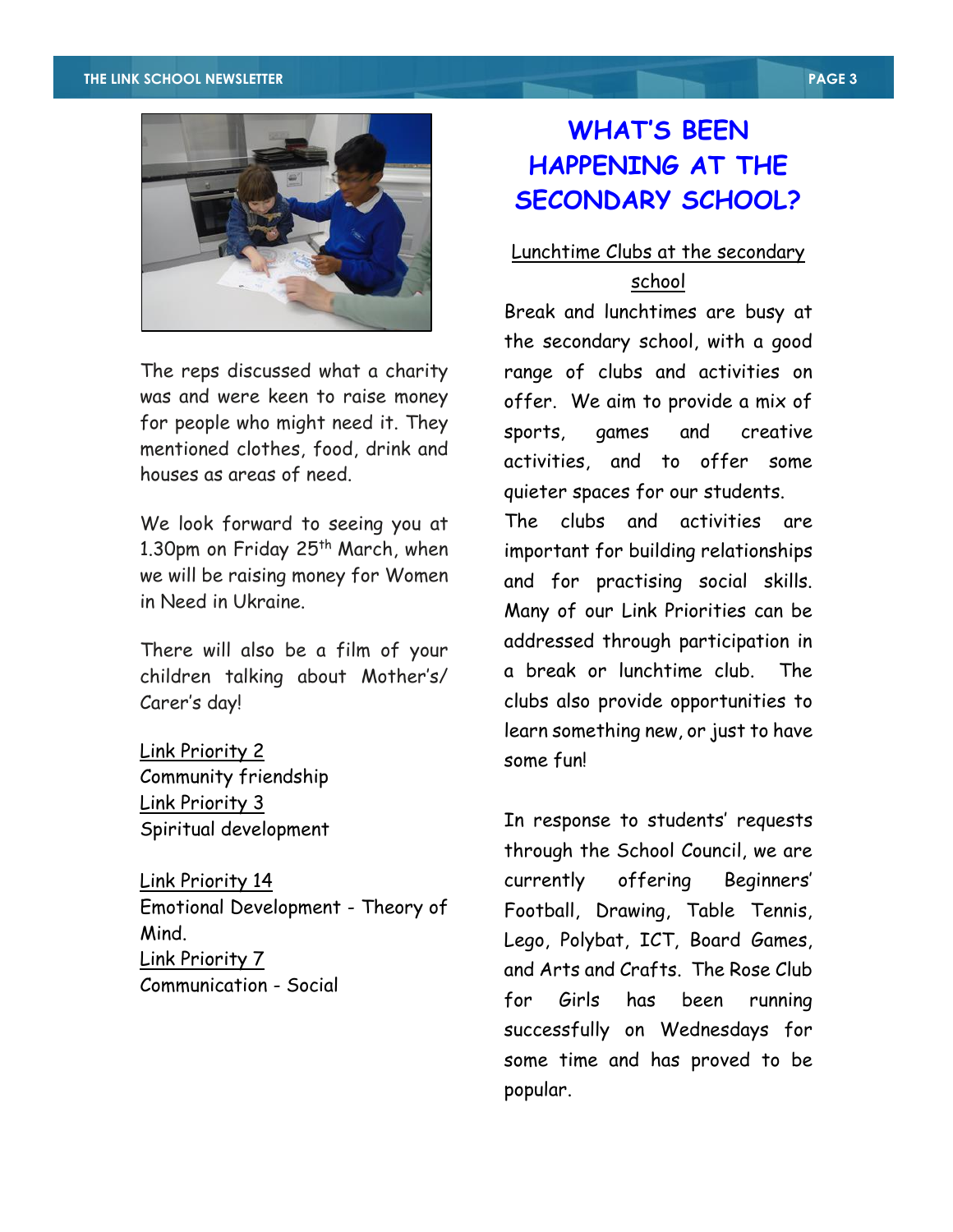The reps discussed what a charity was and were keen to raise money for people who might need it. They mentioned clothes, food, drink and houses as areas of need.

We look forward to seeing you at 1.30pm on Friday 25th March, when we will be raising money for Women in Need in Ukraine.

There will also be a film of your children talking about Mother's/ Carer's day!

Link Priority 2
Community friendship
Link Priority 3
Spiritual development

Link Priority 14
Emotional Development - Theory of Mind.
Link Priority 7
Communication - Social

# WHAT'S BEEN HAPPENING AT THE SECONDARY SCHOOL?

## Lunchtime Clubs at the secondary school

Break and lunchtimes are busy at the secondary school, with a good range of clubs and activities on offer. We aim to provide a mix of sports, games and creative activities, and to offer some quieter spaces for our students.
The clubs and activities are important for building relationships and for practising social skills. Many of our Link Priorities can be addressed through participation in a break or lunchtime club. The clubs also provide opportunities to learn something new, or just to have some fun!

In response to students' requests through the School Council, we are currently offering Beginners' Football, Drawing, Table Tennis, Lego, Polybat, ICT, Board Games, and Arts and Crafts. The Rose Club for Girls has been running successfully on Wednesdays for some time and has proved to be popular.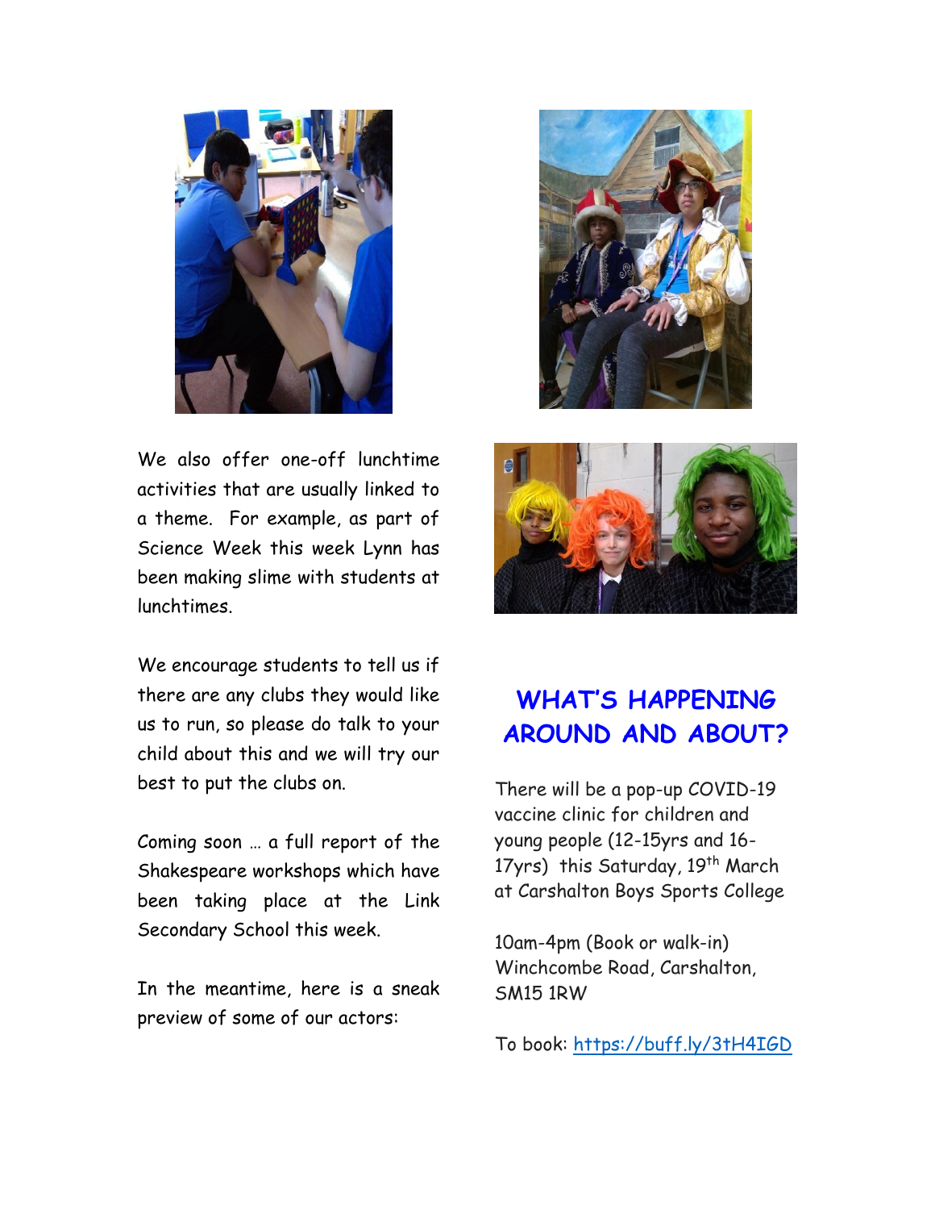We also offer one-off lunchtime activities that are usually linked to a theme. For example, as part of Science Week this week Lynn has been making slime with students at lunchtimes.

We encourage students to tell us if there are any clubs they would like us to run, so please do talk to your child about this and we will try our best to put the clubs on.

Coming soon … a full report of the Shakespeare workshops which have been taking place at the Link Secondary School this week.

In the meantime, here is a sneak preview of some of our actors:

## WHAT'S HAPPENING AROUND AND ABOUT?

There will be a pop-up COVID-19 vaccine clinic for children and young people (12-15yrs and 16-17yrs) this Saturday, 19th March at Carshalton Boys Sports College

10am-4pm (Book or walk-in)
Winchcombe Road, Carshalton, SM15 1RW

To book: https://buff.ly/3tH4IGD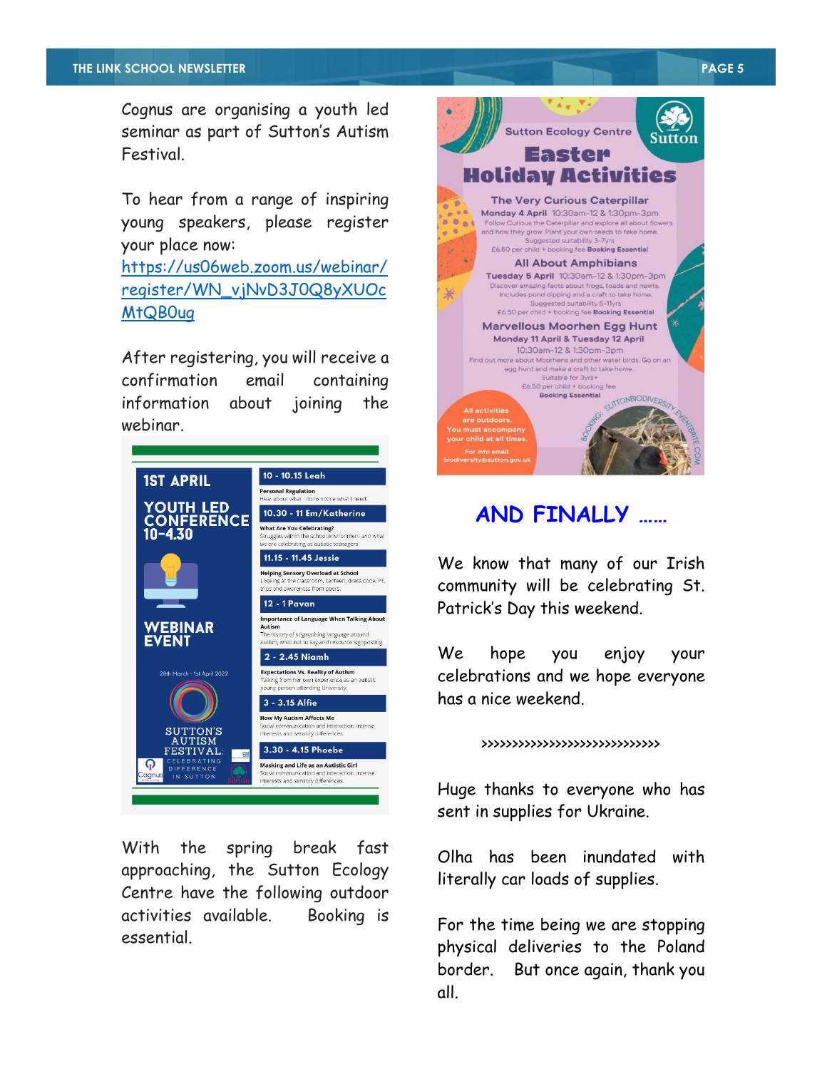Cognus are organising a youth led seminar as part of Sutton's Autism Festival.

To hear from a range of inspiring young speakers, please register your place now: https://us06web.zoom.us/webinar/register/WN_vjNvD3J0Q8yXUOcMtQB0ug

After registering, you will receive a confirmation email containing information about joining the webinar.

**1ST APRIL**

**YOUTH LED CONFERENCE 10-4.30**

**WEBINAR EVENT**

28th March - 1st April 2022

SUTTON'S AUTISM FESTIVAL: CELEBRATING DIFFERENCE IN SUTTON

Cognus

Sutton

**10 - 10.15 Leah**
Personal Regulation
Hear about what I do to notice what I need.

**10.30 - 11 Em/Katherine**
What Are You Celebrating?
Struggles within the school environment and what we are celebrating as autistic teenagers.

**11.15 - 11.45 Jessie**
Helping Sensory Overload at School
Looking at the classroom, canteen, dress code, PE, trips and awareness from peers.

**12 - 1 Pavan**
Importance of Language When Talking About Autism
The history of stigmatising language around autism, what not to say and resource signposting.

**2 - 2.45 Niamh**
Expectations Vs. Reality of Autism
Talking from her own experience as an autistic young person attending University.

**3 - 3.15 Alfie**
How My Autism Affects Me
Social communication and interaction, intense interests and sensory differences.

**3.30 - 4.15 Phoebe**
Masking and Life as an Autistic Girl
Social communication and interaction, intense interests and sensory differences.

With the spring break fast approaching, the Sutton Ecology Centre have the following outdoor activities available. Booking is essential.

Sutton Ecology Centre

Sutton

**Easter Holiday Activities**

**The Very Curious Caterpillar**
**Monday 4 April** 10:30am-12 & 1:30pm-3pm
Follow Curious the Caterpillar and explore all about flowers and how they grow. Plant your own seeds to take home.
Suggested suitability 3-7yrs
£6.50 per child + booking fee **Booking Essential**

**All About Amphibians**
**Tuesday 5 April** 10:30am-12 & 1:30pm-3pm
Discover amazing facts about frogs, toads and newts. Includes pond dipping and a craft to take home.
Suggested suitability 5-11yrs
£6.50 per child + booking fee **Booking Essential**

**Marvellous Moorhen Egg Hunt**
**Monday 11 April & Tuesday 12 April**
10:30am-12 & 1:30pm-3pm
Find out more about Moorhens and other water birds. Go on an egg hunt and make a craft to take home.
Suitable for 3yrs+
£6.50 per child + booking fee
**Booking Essential**

All activities are outdoors. You must accompany your child at all times.

For info email: biodiversity@sutton.gov.uk

BOOKING: SUTTONBIODIVERSITY.EVENTBRITE.COM

## AND FINALLY ……

We know that many of our Irish community will be celebrating St. Patrick's Day this weekend.

We hope you enjoy your celebrations and we hope everyone has a nice weekend.

>>>>>>>>>>>>>>>>>>>>>>>>>>>>>>

Huge thanks to everyone who has sent in supplies for Ukraine.

Olha has been inundated with literally car loads of supplies.

For the time being we are stopping physical deliveries to the Poland border. But once again, thank you all.